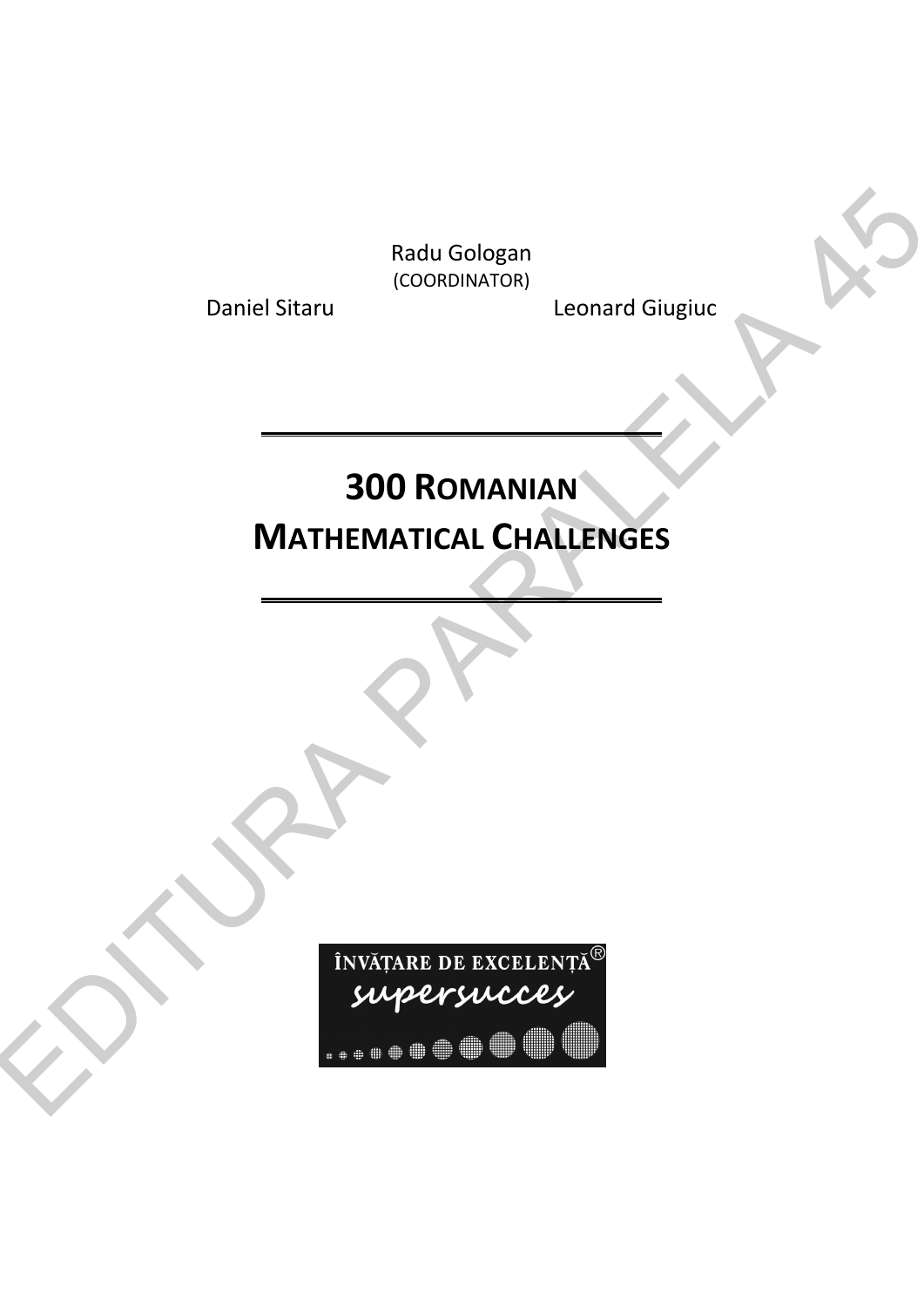Radu Gologan
(COORDINATOR)

Daniel Sitaru

Leonard Giugiuc

# 300 ROMANIAN MATHEMATICAL CHALLENGES

ÎNVĂȚARE DE EXCELENȚĂ®
supersucces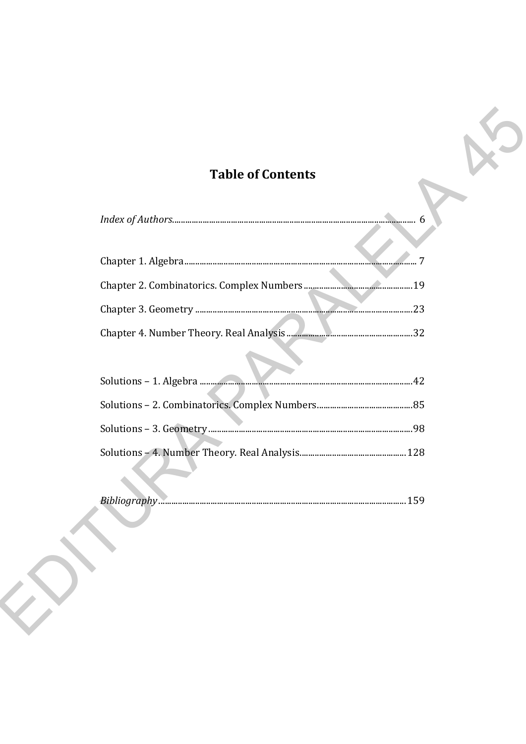# Table of Contents

*Index of Authors* ........................................................ 6

Chapter 1. Algebra ........................................................ 7

Chapter 2. Combinatorics. Complex Numbers ........................................................ 19

Chapter 3. Geometry ........................................................ 23

Chapter 4. Number Theory. Real Analysis ........................................................ 32

Solutions – 1. Algebra ........................................................ 42

Solutions – 2. Combinatorics. Complex Numbers ........................................................ 85

Solutions – 3. Geometry ........................................................ 98

Solutions – 4. Number Theory. Real Analysis ........................................................ 128

*Bibliography* ........................................................ 159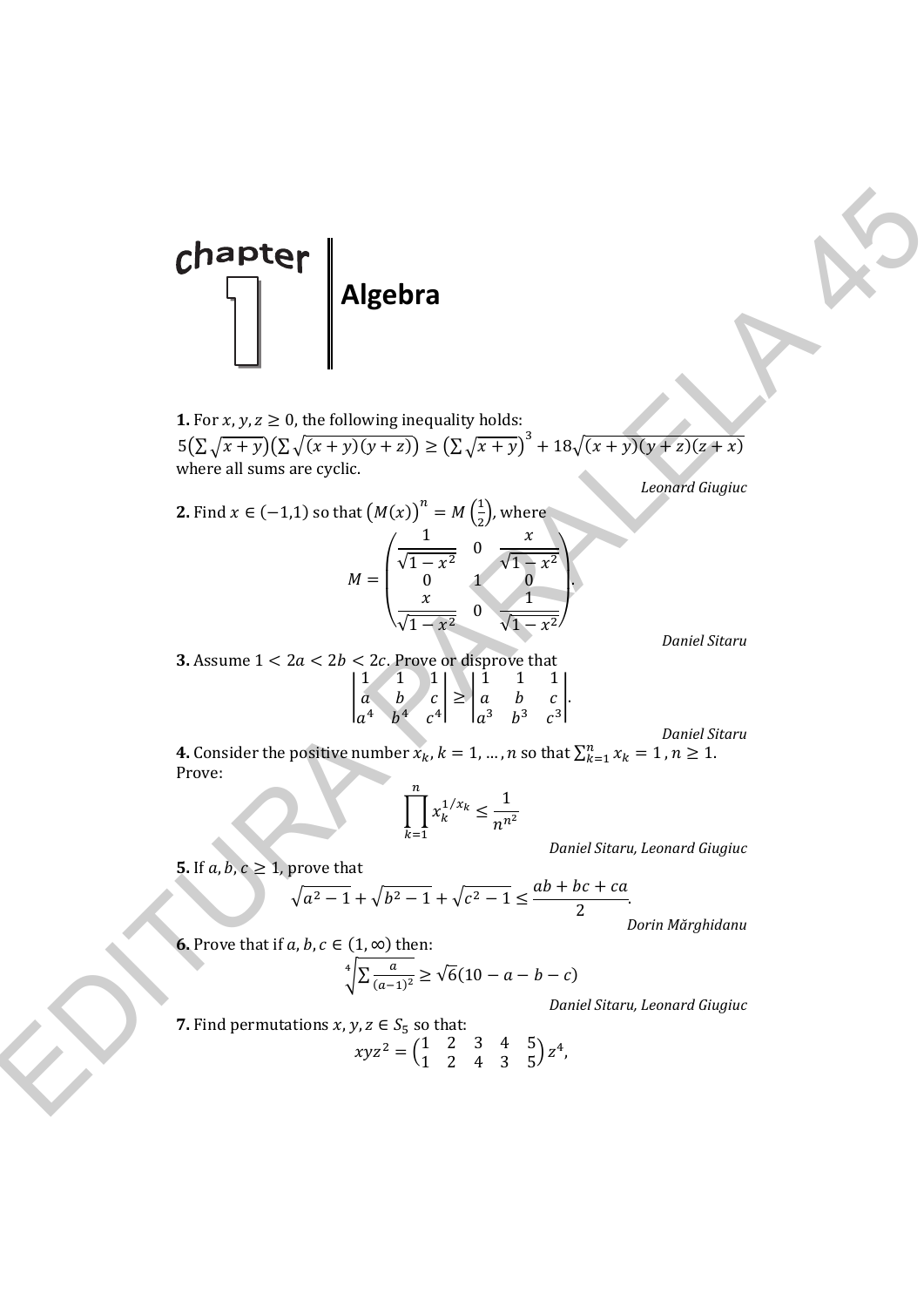# chapter 1 Algebra

**1.** For $x, y, z \geq 0$, the following inequality holds:

$$5\left(\sum \sqrt{x+y}\right)\left(\sum \sqrt{(x+y)(y+z)}\right) \geq \left(\sum \sqrt{x+y}\right)^3 + 18\sqrt{(x+y)(y+z)(z+x)}$$

where all sums are cyclic.

*Leonard Giugiuc*

**2.** Find $x \in (-1,1)$ so that $\left(M(x)\right)^n = M\left(\frac{1}{2}\right)$, where

$$M = \begin{pmatrix} \frac{1}{\sqrt{1-x^2}} & 0 & \frac{x}{\sqrt{1-x^2}} \\ 0 & 1 & 0 \\ \frac{x}{\sqrt{1-x^2}} & 0 & \frac{1}{\sqrt{1-x^2}} \end{pmatrix}.$$

*Daniel Sitaru*

**3.** Assume $1 < 2a < 2b < 2c$. Prove or disprove that

$$\begin{vmatrix} 1 & 1 & 1 \\ a & b & c \\ a^4 & b^4 & c^4 \end{vmatrix} \geq \begin{vmatrix} 1 & 1 & 1 \\ a & b & c \\ a^3 & b^3 & c^3 \end{vmatrix}.$$

*Daniel Sitaru*

**4.** Consider the positive number $x_k$, $k = 1, \ldots, n$ so that $\sum_{k=1}^{n} x_k = 1$, $n \geq 1$. Prove:

$$\prod_{k=1}^{n} x_k^{1/x_k} \leq \frac{1}{n^{n^2}}$$

*Daniel Sitaru, Leonard Giugiuc*

**5.** If $a, b, c \geq 1$, prove that

$$\sqrt{a^2-1} + \sqrt{b^2-1} + \sqrt{c^2-1} \leq \frac{ab+bc+ca}{2}.$$

*Dorin Mărghidanu*

**6.** Prove that if $a, b, c \in (1, \infty)$ then:

$$\sqrt[4]{\sum \frac{a}{(a-1)^2}} \geq \sqrt{6}(10 - a - b - c)$$

*Daniel Sitaru, Leonard Giugiuc*

**7.** Find permutations $x, y, z \in S_5$ so that:

$$xyz^2 = \begin{pmatrix} 1 & 2 & 3 & 4 & 5 \\ 1 & 2 & 4 & 3 & 5 \end{pmatrix} z^4,$$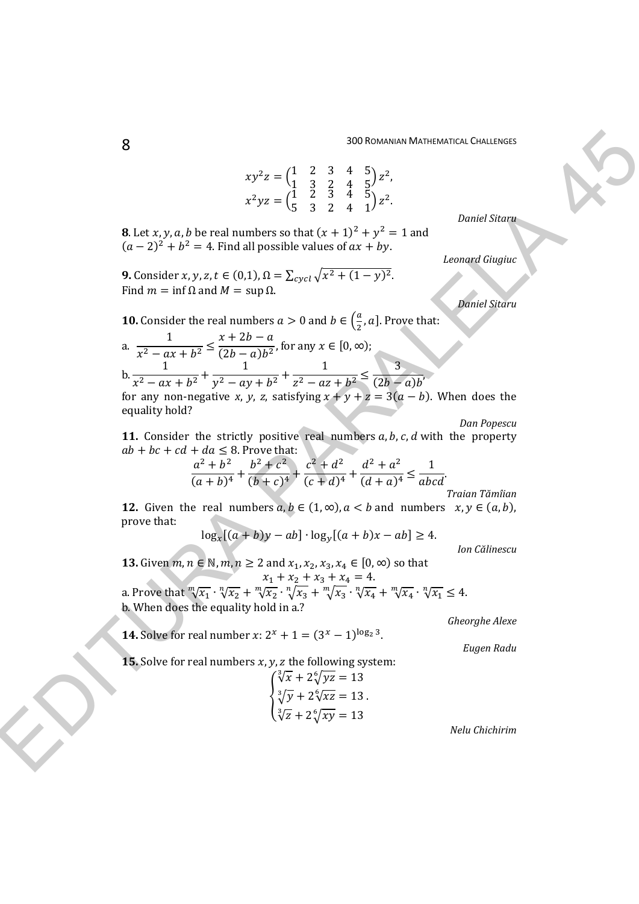$$xy^2z = \begin{pmatrix} 1 & 2 & 3 & 4 & 5 \\ 1 & 3 & 2 & 4 & 5 \end{pmatrix} z^2,$$
$$x^2yz = \begin{pmatrix} 1 & 2 & 3 & 4 & 5 \\ 5 & 3 & 2 & 4 & 1 \end{pmatrix} z^2.$$

*Daniel Sitaru*

**8**. Let $x, y, a, b$ be real numbers so that $(x+1)^2 + y^2 = 1$ and $(a-2)^2 + b^2 = 4$. Find all possible values of $ax + by$.

*Leonard Giugiuc*

**9.** Consider $x, y, z, t \in (0,1)$, $\Omega = \sum_{cycl} \sqrt{x^2 + (1-y)^2}$. Find $m = \inf \Omega$ and $M = \sup \Omega$.

*Daniel Sitaru*

**10.** Consider the real numbers $a > 0$ and $b \in \left(\frac{a}{2}, a\right]$. Prove that:

a. $\dfrac{1}{x^2 - ax + b^2} \leq \dfrac{x + 2b - a}{(2b-a)b^2}$, for any $x \in [0, \infty)$;

b. $\dfrac{1}{x^2 - ax + b^2} + \dfrac{1}{y^2 - ay + b^2} + \dfrac{1}{z^2 - az + b^2} \leq \dfrac{3}{(2b-a)b}$,

for any non-negative $x$, $y$, $z$, satisfying $x + y + z = 3(a - b)$. When does the equality hold?

*Dan Popescu*

**11.** Consider the strictly positive real numbers $a, b, c, d$ with the property $ab + bc + cd + da \leq 8$. Prove that:

$$\frac{a^2 + b^2}{(a+b)^4} + \frac{b^2 + c^2}{(b+c)^4} + \frac{c^2 + d^2}{(c+d)^4} + \frac{d^2 + a^2}{(d+a)^4} \leq \frac{1}{abcd}.$$

*Traian Tămîian*

**12.** Given the real numbers $a, b \in (1, \infty)$, $a < b$ and numbers $x, y \in (a, b)$, prove that:

$$\log_x[(a+b)y - ab] \cdot \log_y[(a+b)x - ab] \geq 4.$$

*Ion Călinescu*

**13.** Given $m, n \in \mathbb{N}$, $m, n \geq 2$ and $x_1, x_2, x_3, x_4 \in [0, \infty)$ so that

$$x_1 + x_2 + x_3 + x_4 = 4.$$

a. Prove that $\sqrt[m]{x_1} \cdot \sqrt[n]{x_2} + \sqrt[m]{x_2} \cdot \sqrt[n]{x_3} + \sqrt[m]{x_3} \cdot \sqrt[n]{x_4} + \sqrt[m]{x_4} \cdot \sqrt[n]{x_1} \leq 4$.

b. When does the equality hold in a.?

*Gheorghe Alexe*

**14.** Solve for real number $x$: $2^x + 1 = (3^x - 1)^{\log_2 3}$.

*Eugen Radu*

**15.** Solve for real numbers $x, y, z$ the following system:

$$\begin{cases} \sqrt[3]{x} + 2\sqrt[6]{yz} = 13 \\ \sqrt[3]{y} + 2\sqrt[6]{xz} = 13 \\ \sqrt[3]{z} + 2\sqrt[6]{xy} = 13 \end{cases}.$$

*Nelu Chichirim*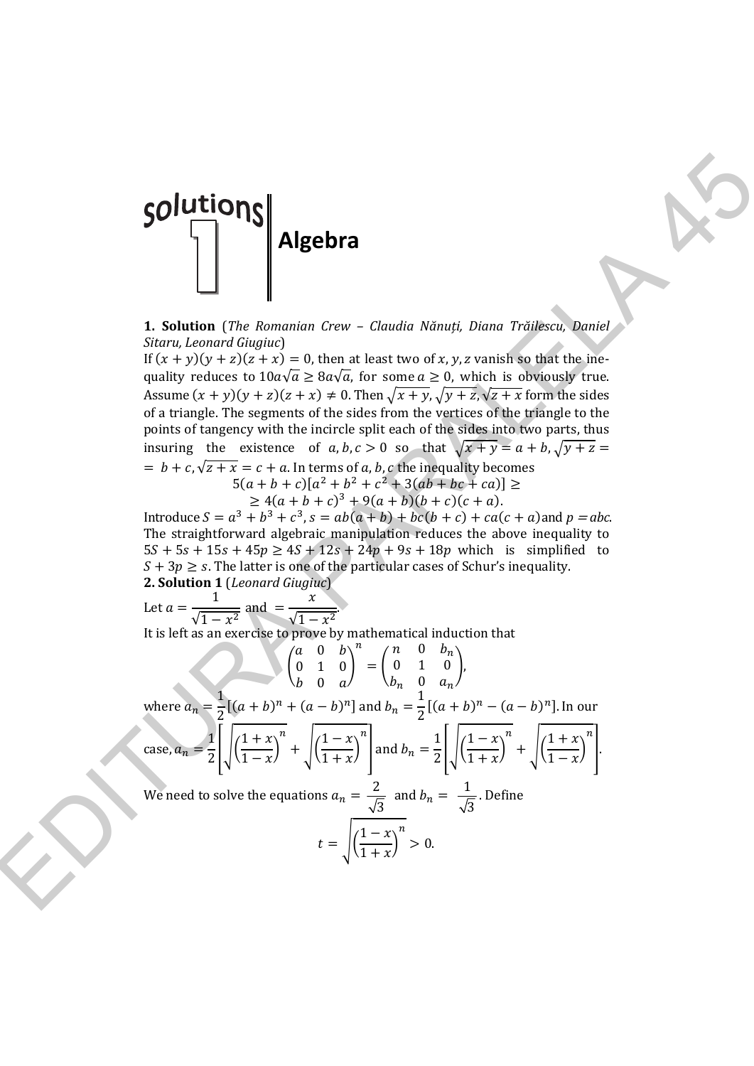# solutions 1 Algebra

**1. Solution** (*The Romanian Crew – Claudia Nănuți, Diana Trăilescu, Daniel Sitaru, Leonard Giugiuc*)

If $(x+y)(y+z)(z+x)=0$, then at least two of $x,y,z$ vanish so that the inequality reduces to $10a\sqrt{a} \geq 8a\sqrt{a}$, for some $a \geq 0$, which is obviously true. Assume $(x+y)(y+z)(z+x) \neq 0$. Then $\sqrt{x+y}, \sqrt{y+z}, \sqrt{z+x}$ form the sides of a triangle. The segments of the sides from the vertices of the triangle to the points of tangency with the incircle split each of the sides into two parts, thus insuring the existence of $a,b,c>0$ so that $\sqrt{x+y}=a+b, \sqrt{y+z} = b+c, \sqrt{z+x}=c+a$. In terms of $a,b,c$ the inequality becomes

$$5(a+b+c)[a^2+b^2+c^2+3(ab+bc+ca)] \geq$$
$$\geq 4(a+b+c)^3+9(a+b)(b+c)(c+a).$$

Introduce $S=a^3+b^3+c^3$, $s=ab(a+b)+bc(b+c)+ca(c+a)$ and $p=abc$. The straightforward algebraic manipulation reduces the above inequality to $5S+5s+15s+45p \geq 4S+12s+24p+9s+18p$ which is simplified to $S+3p \geq s$. The latter is one of the particular cases of Schur's inequality.

**2. Solution 1** (*Leonard Giugiuc*)

Let $a=\dfrac{1}{\sqrt{1-x^2}}$ and $=\dfrac{x}{\sqrt{1-x^2}}$.

It is left as an exercise to prove by mathematical induction that

$$\begin{pmatrix} a & 0 & b \\ 0 & 1 & 0 \\ b & 0 & a \end{pmatrix}^n = \begin{pmatrix} n & 0 & b_n \\ 0 & 1 & 0 \\ b_n & 0 & a_n \end{pmatrix},$$

where $a_n=\dfrac{1}{2}[(a+b)^n+(a-b)^n]$ and $b_n=\dfrac{1}{2}[(a+b)^n-(a-b)^n]$. In our case, $a_n=\dfrac{1}{2}\left[\sqrt{\left(\dfrac{1+x}{1-x}\right)^n}+\sqrt{\left(\dfrac{1-x}{1+x}\right)^n}\right]$ and $b_n=\dfrac{1}{2}\left[\sqrt{\left(\dfrac{1-x}{1+x}\right)^n}+\sqrt{\left(\dfrac{1+x}{1-x}\right)^n}\right]$.

We need to solve the equations $a_n=\dfrac{2}{\sqrt{3}}$ and $b_n=\dfrac{1}{\sqrt{3}}$. Define

$$t=\sqrt{\left(\frac{1-x}{1+x}\right)^n}>0.$$